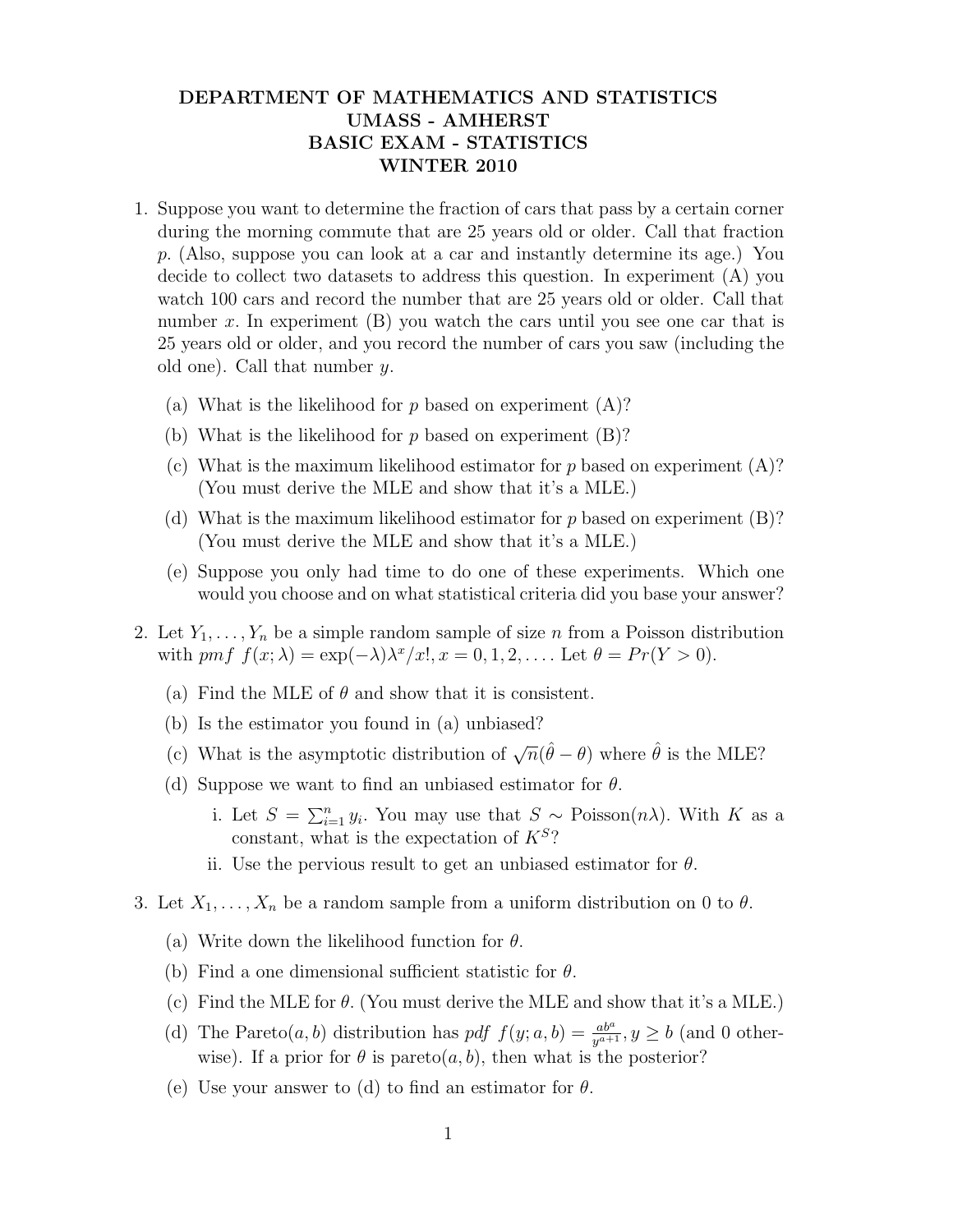# DEPARTMENT OF MATHEMATICS AND STATISTICS
# UMASS - AMHERST
# BASIC EXAM - STATISTICS
# WINTER 2010

1. Suppose you want to determine the fraction of cars that pass by a certain corner during the morning commute that are 25 years old or older. Call that fraction $p$. (Also, suppose you can look at a car and instantly determine its age.) You decide to collect two datasets to address this question. In experiment (A) you watch 100 cars and record the number that are 25 years old or older. Call that number $x$. In experiment (B) you watch the cars until you see one car that is 25 years old or older, and you record the number of cars you saw (including the old one). Call that number $y$.

   (a) What is the likelihood for $p$ based on experiment (A)?

   (b) What is the likelihood for $p$ based on experiment (B)?

   (c) What is the maximum likelihood estimator for $p$ based on experiment (A)? (You must derive the MLE and show that it's a MLE.)

   (d) What is the maximum likelihood estimator for $p$ based on experiment (B)? (You must derive the MLE and show that it's a MLE.)

   (e) Suppose you only had time to do one of these experiments. Which one would you choose and on what statistical criteria did you base your answer?

2. Let $Y_1, \ldots, Y_n$ be a simple random sample of size $n$ from a Poisson distribution with *pmf* $f(x; \lambda) = \exp(-\lambda)\lambda^x/x!, x = 0, 1, 2, \ldots$. Let $\theta = Pr(Y > 0)$.

   (a) Find the MLE of $\theta$ and show that it is consistent.

   (b) Is the estimator you found in (a) unbiased?

   (c) What is the asymptotic distribution of $\sqrt{n}(\hat{\theta} - \theta)$ where $\hat{\theta}$ is the MLE?

   (d) Suppose we want to find an unbiased estimator for $\theta$.

      i. Let $S = \sum_{i=1}^{n} y_i$. You may use that $S \sim$ Poisson$(n\lambda)$. With $K$ as a constant, what is the expectation of $K^S$?

      ii. Use the pervious result to get an unbiased estimator for $\theta$.

3. Let $X_1, \ldots, X_n$ be a random sample from a uniform distribution on 0 to $\theta$.

   (a) Write down the likelihood function for $\theta$.

   (b) Find a one dimensional sufficient statistic for $\theta$.

   (c) Find the MLE for $\theta$. (You must derive the MLE and show that it's a MLE.)

   (d) The Pareto$(a, b)$ distribution has *pdf* $f(y; a, b) = \frac{ab^a}{y^{a+1}}, y \geq b$ (and 0 otherwise). If a prior for $\theta$ is pareto$(a, b)$, then what is the posterior?

   (e) Use your answer to (d) to find an estimator for $\theta$.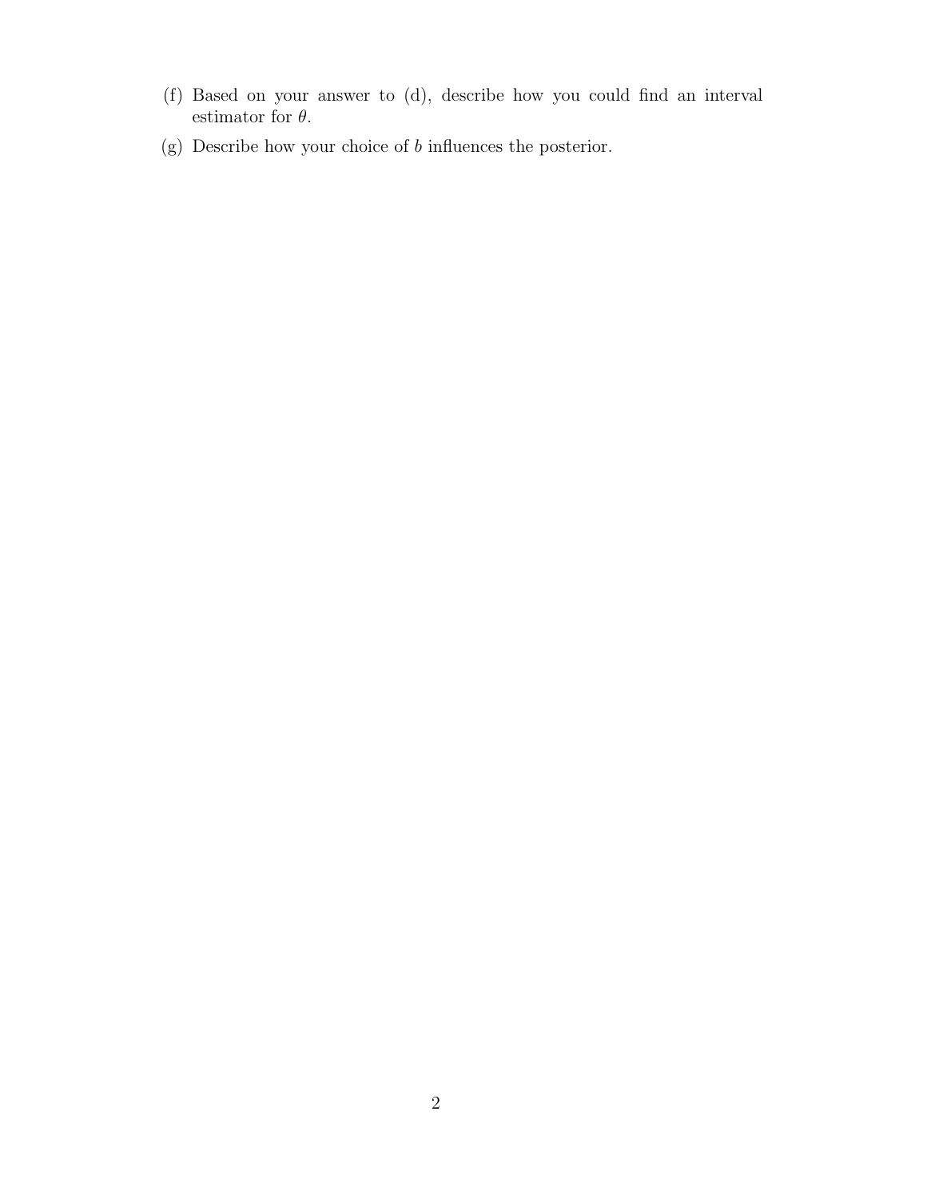(f) Based on your answer to (d), describe how you could find an interval estimator for $\theta$.

(g) Describe how your choice of $b$ influences the posterior.